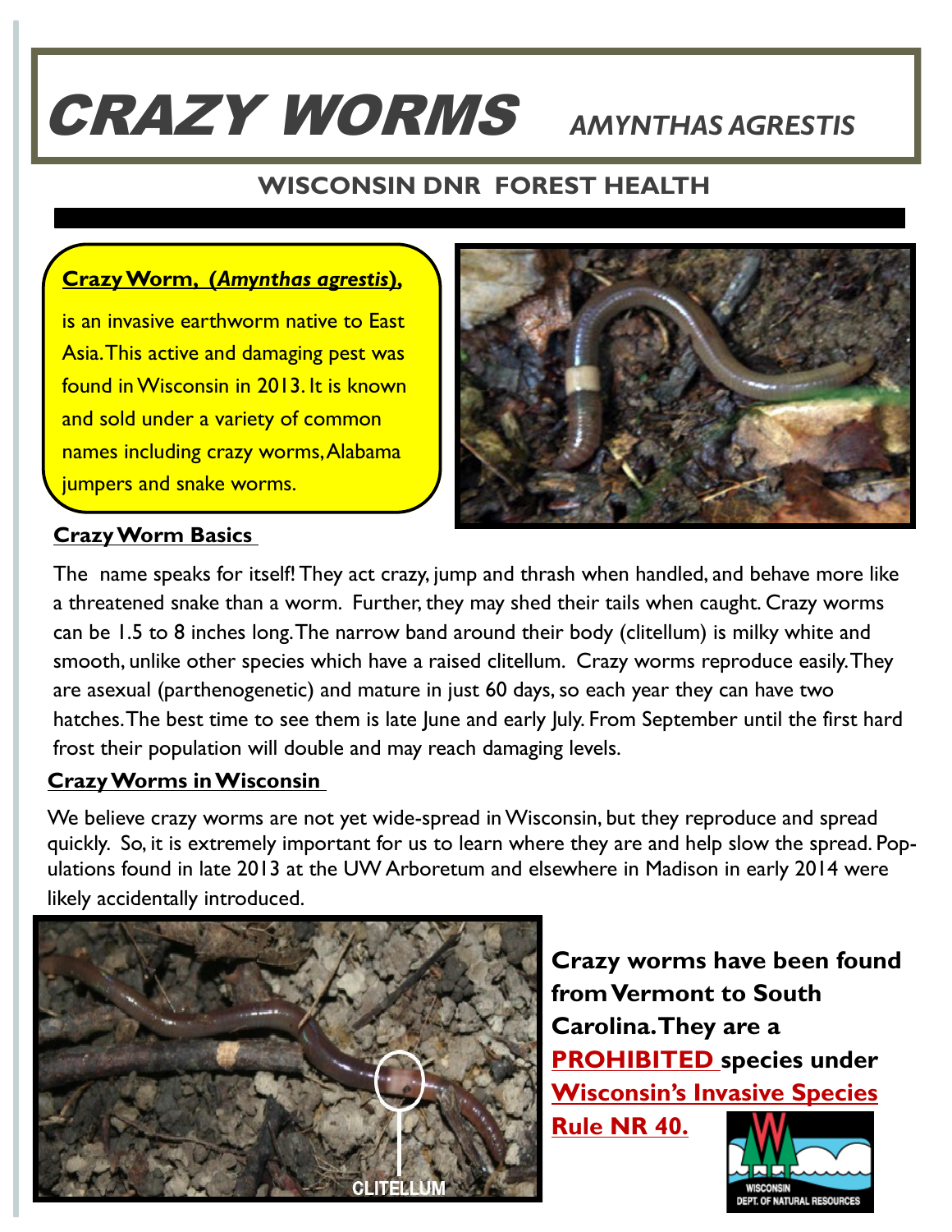# CRAZY WORMS *AMYNTHAS AGRESTIS*

## WISCONSIN DNR FOREST HEALTH

**Crazy Worm, (*Amynthas agrestis*),** is an invasive earthworm native to East Asia. This active and damaging pest was found in Wisconsin in 2013. It is known and sold under a variety of common names including crazy worms, Alabama jumpers and snake worms.

### Crazy Worm Basics

The name speaks for itself! They act crazy, jump and thrash when handled, and behave more like a threatened snake than a worm. Further, they may shed their tails when caught. Crazy worms can be 1.5 to 8 inches long. The narrow band around their body (clitellum) is milky white and smooth, unlike other species which have a raised clitellum. Crazy worms reproduce easily. They are asexual (parthenogenetic) and mature in just 60 days, so each year they can have two hatches. The best time to see them is late June and early July. From September until the first hard frost their population will double and may reach damaging levels.

### Crazy Worms in Wisconsin

We believe crazy worms are not yet wide-spread in Wisconsin, but they reproduce and spread quickly. So, it is extremely important for us to learn where they are and help slow the spread. Populations found in late 2013 at the UW Arboretum and elsewhere in Madison in early 2014 were likely accidentally introduced.

CLITELLUM

**Crazy worms have been found from Vermont to South Carolina. They are a PROHIBITED species under Wisconsin's Invasive Species Rule NR 40.**

WISCONSIN DEPT. OF NATURAL RESOURCES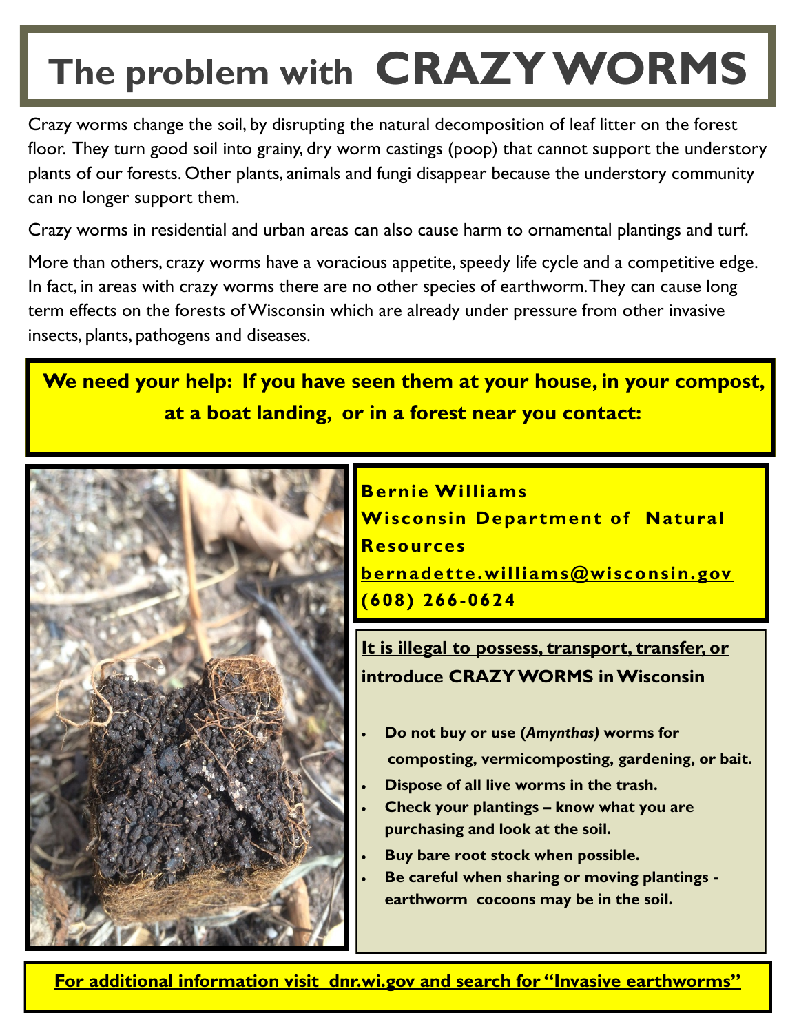# The problem with CRAZY WORMS

Crazy worms change the soil, by disrupting the natural decomposition of leaf litter on the forest floor. They turn good soil into grainy, dry worm castings (poop) that cannot support the understory plants of our forests. Other plants, animals and fungi disappear because the understory community can no longer support them.

Crazy worms in residential and urban areas can also cause harm to ornamental plantings and turf.

More than others, crazy worms have a voracious appetite, speedy life cycle and a competitive edge. In fact, in areas with crazy worms there are no other species of earthworm. They can cause long term effects on the forests of Wisconsin which are already under pressure from other invasive insects, plants, pathogens and diseases.

**We need your help: If you have seen them at your house, in your compost, at a boat landing, or in a forest near you contact:**

**Bernie Williams**
**Wisconsin Department of Natural Resources**
**bernadette.williams@wisconsin.gov**
**(608) 266-0624**

**It is illegal to possess, transport, transfer, or introduce CRAZY WORMS in Wisconsin**

- **Do not buy or use (*Amynthas*) worms for composting, vermicomposting, gardening, or bait.**
- **Dispose of all live worms in the trash.**
- **Check your plantings – know what you are purchasing and look at the soil.**
- **Buy bare root stock when possible.**
- **Be careful when sharing or moving plantings - earthworm cocoons may be in the soil.**

**For additional information visit dnr.wi.gov and search for "Invasive earthworms"**